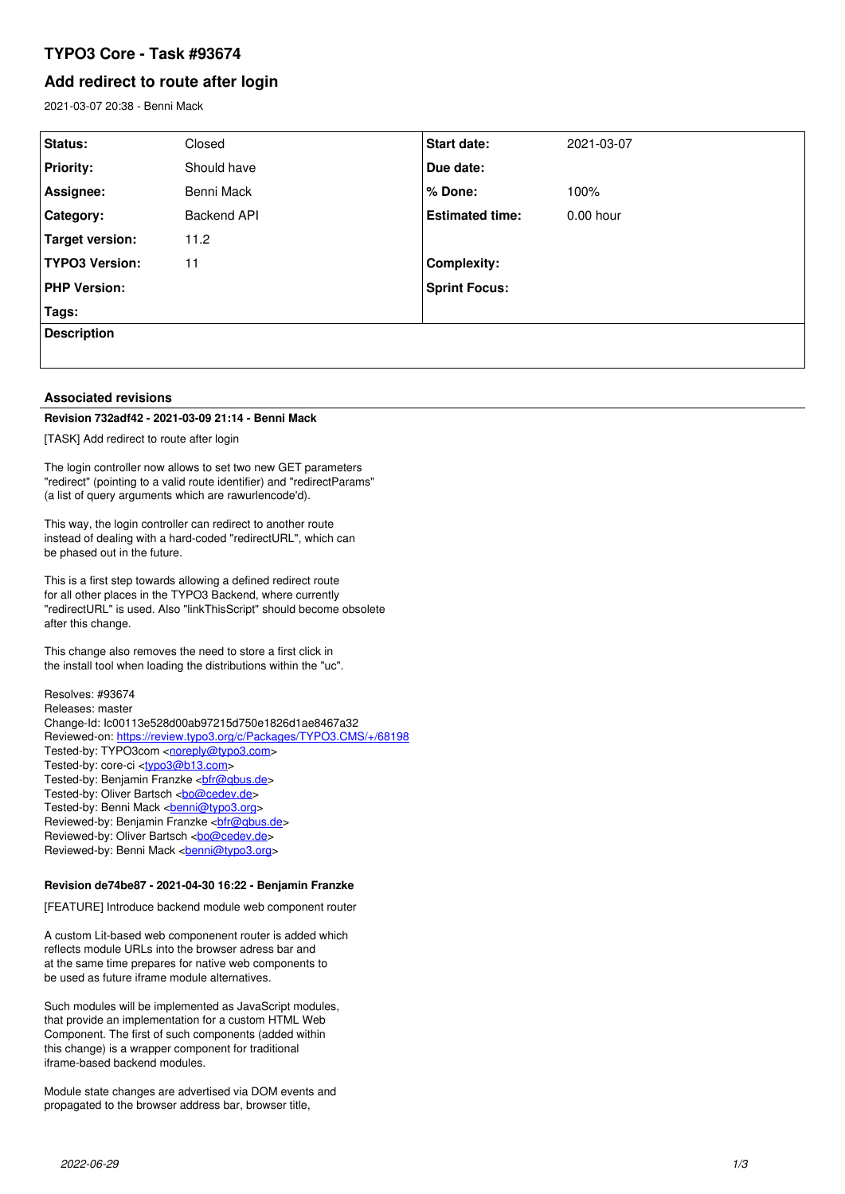# TYPO3 Core - Task #93674

## Add redirect to route after login

2021-03-07 20:38 - Benni Mack

| Status: | Closed | Start date: | 2021-03-07 |
|---|---|---|---|
| Priority: | Should have | Due date: | |
| Assignee: | Benni Mack | % Done: | 100% |
| Category: | Backend API | Estimated time: | 0.00 hour |
| Target version: | 11.2 | | |
| TYPO3 Version: | 11 | Complexity: | |
| PHP Version: | | Sprint Focus: | |
| Tags: | | | |

**Description**

### Associated revisions

**Revision 732adf42 - 2021-03-09 21:14 - Benni Mack**

[TASK] Add redirect to route after login

The login controller now allows to set two new GET parameters
"redirect" (pointing to a valid route identifier) and "redirectParams"
(a list of query arguments which are rawurlencode'd).

This way, the login controller can redirect to another route
instead of dealing with a hard-coded "redirectURL", which can
be phased out in the future.

This is a first step towards allowing a defined redirect route
for all other places in the TYPO3 Backend, where currently
"redirectURL" is used. Also "linkThisScript" should become obsolete
after this change.

This change also removes the need to store a first click in
the install tool when loading the distributions within the "uc".

Resolves: #93674
Releases: master
Change-Id: Ic00113e528d00ab97215d750e1826d1ae8467a32
Reviewed-on: https://review.typo3.org/c/Packages/TYPO3.CMS/+/68198
Tested-by: TYPO3com <noreply@typo3.com>
Tested-by: core-ci <typo3@b13.com>
Tested-by: Benjamin Franzke <bfr@qbus.de>
Tested-by: Oliver Bartsch <bo@cedev.de>
Tested-by: Benni Mack <benni@typo3.org>
Reviewed-by: Benjamin Franzke <bfr@qbus.de>
Reviewed-by: Oliver Bartsch <bo@cedev.de>
Reviewed-by: Benni Mack <benni@typo3.org>

**Revision de74be87 - 2021-04-30 16:22 - Benjamin Franzke**

[FEATURE] Introduce backend module web component router

A custom Lit-based web componenent router is added which
reflects module URLs into the browser adress bar and
at the same time prepares for native web components to
be used as future iframe module alternatives.

Such modules will be implemented as JavaScript modules,
that provide an implementation for a custom HTML Web
Component. The first of such components (added within
this change) is a wrapper component for traditional
iframe-based backend modules.

Module state changes are advertised via DOM events and
propagated to the browser address bar, browser title,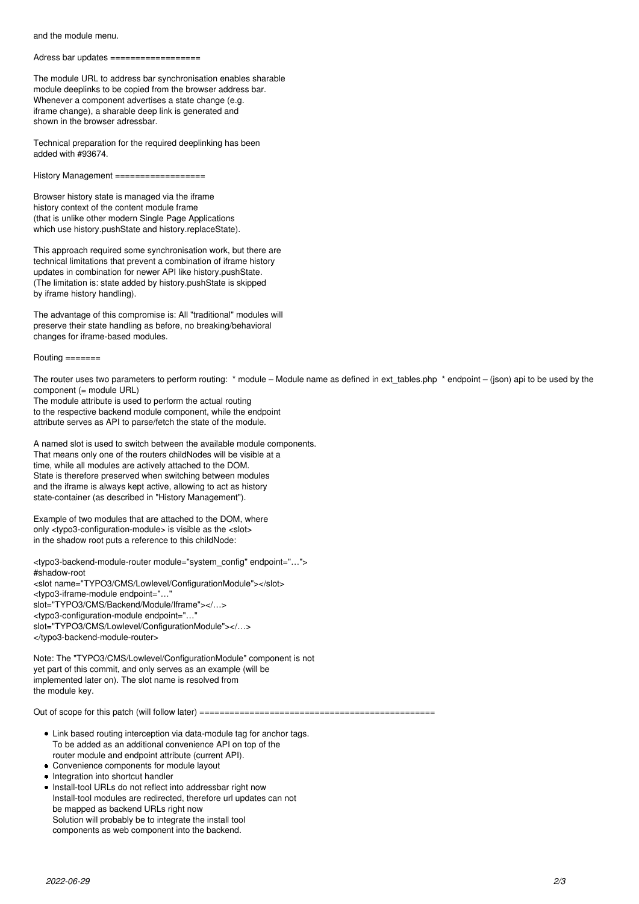and the module menu.

Adress bar updates ==================

The module URL to address bar synchronisation enables sharable module deeplinks to be copied from the browser address bar. Whenever a component advertises a state change (e.g. iframe change), a sharable deep link is generated and shown in the browser adressbar.

Technical preparation for the required deeplinking has been added with #93674.

History Management ==================

Browser history state is managed via the iframe history context of the content module frame (that is unlike other modern Single Page Applications which use history.pushState and history.replaceState).

This approach required some synchronisation work, but there are technical limitations that prevent a combination of iframe history updates in combination for newer API like history.pushState. (The limitation is: state added by history.pushState is skipped by iframe history handling).

The advantage of this compromise is: All "traditional" modules will preserve their state handling as before, no breaking/behavioral changes for iframe-based modules.

Routing =======

The router uses two parameters to perform routing: * module – Module name as defined in ext_tables.php * endpoint – (json) api to be used by the component (= module URL)
The module attribute is used to perform the actual routing to the respective backend module component, while the endpoint attribute serves as API to parse/fetch the state of the module.

A named slot is used to switch between the available module components. That means only one of the routers childNodes will be visible at a time, while all modules are actively attached to the DOM. State is therefore preserved when switching between modules and the iframe is always kept active, allowing to act as history state-container (as described in "History Management").

Example of two modules that are attached to the DOM, where only <typo3-configuration-module> is visible as the <slot> in the shadow root puts a reference to this childNode:

```
<typo3-backend-module-router module="system_config" endpoint="…">
#shadow-root
<slot name="TYPO3/CMS/Lowlevel/ConfigurationModule"></slot>
<typo3-iframe-module endpoint="…"
slot="TYPO3/CMS/Backend/Module/Iframe"></…>
<typo3-configuration-module endpoint="…"
slot="TYPO3/CMS/Lowlevel/ConfigurationModule"></…>
</typo3-backend-module-router>
```

Note: The "TYPO3/CMS/Lowlevel/ConfigurationModule" component is not yet part of this commit, and only serves as an example (will be implemented later on). The slot name is resolved from the module key.

Out of scope for this patch (will follow later) ================================================

- Link based routing interception via data-module tag for anchor tags. To be added as an additional convenience API on top of the router module and endpoint attribute (current API).
- Convenience components for module layout
- Integration into shortcut handler
- Install-tool URLs do not reflect into addressbar right now Install-tool modules are redirected, therefore url updates can not be mapped as backend URLs right now Solution will probably be to integrate the install tool components as web component into the backend.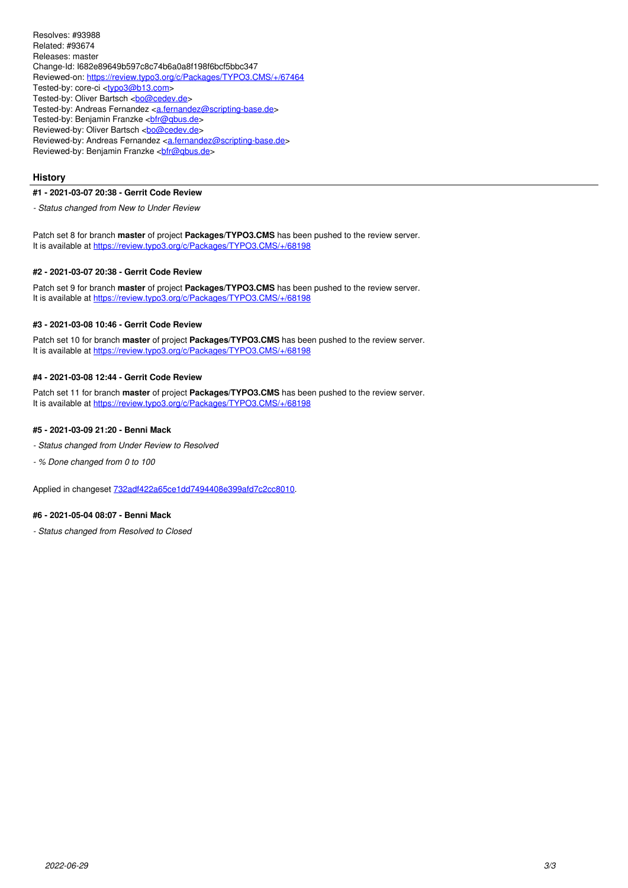Resolves: #93988
Related: #93674
Releases: master
Change-Id: I682e89649b597c8c74b6a0a8f198f6bcf5bbc347
Reviewed-on: https://review.typo3.org/c/Packages/TYPO3.CMS/+/67464
Tested-by: core-ci <typo3@b13.com>
Tested-by: Oliver Bartsch <bo@cedev.de>
Tested-by: Andreas Fernandez <a.fernandez@scripting-base.de>
Tested-by: Benjamin Franzke <bfr@qbus.de>
Reviewed-by: Oliver Bartsch <bo@cedev.de>
Reviewed-by: Andreas Fernandez <a.fernandez@scripting-base.de>
Reviewed-by: Benjamin Franzke <bfr@qbus.de>

## History

#### #1 - 2021-03-07 20:38 - Gerrit Code Review

*- Status changed from New to Under Review*

Patch set 8 for branch **master** of project **Packages/TYPO3.CMS** has been pushed to the review server.
It is available at https://review.typo3.org/c/Packages/TYPO3.CMS/+/68198

#### #2 - 2021-03-07 20:38 - Gerrit Code Review

Patch set 9 for branch **master** of project **Packages/TYPO3.CMS** has been pushed to the review server.
It is available at https://review.typo3.org/c/Packages/TYPO3.CMS/+/68198

#### #3 - 2021-03-08 10:46 - Gerrit Code Review

Patch set 10 for branch **master** of project **Packages/TYPO3.CMS** has been pushed to the review server.
It is available at https://review.typo3.org/c/Packages/TYPO3.CMS/+/68198

#### #4 - 2021-03-08 12:44 - Gerrit Code Review

Patch set 11 for branch **master** of project **Packages/TYPO3.CMS** has been pushed to the review server.
It is available at https://review.typo3.org/c/Packages/TYPO3.CMS/+/68198

#### #5 - 2021-03-09 21:20 - Benni Mack

*- Status changed from Under Review to Resolved*

*- % Done changed from 0 to 100*

Applied in changeset 732adf422a65ce1dd7494408e399afd7c2cc8010.

#### #6 - 2021-05-04 08:07 - Benni Mack

*- Status changed from Resolved to Closed*